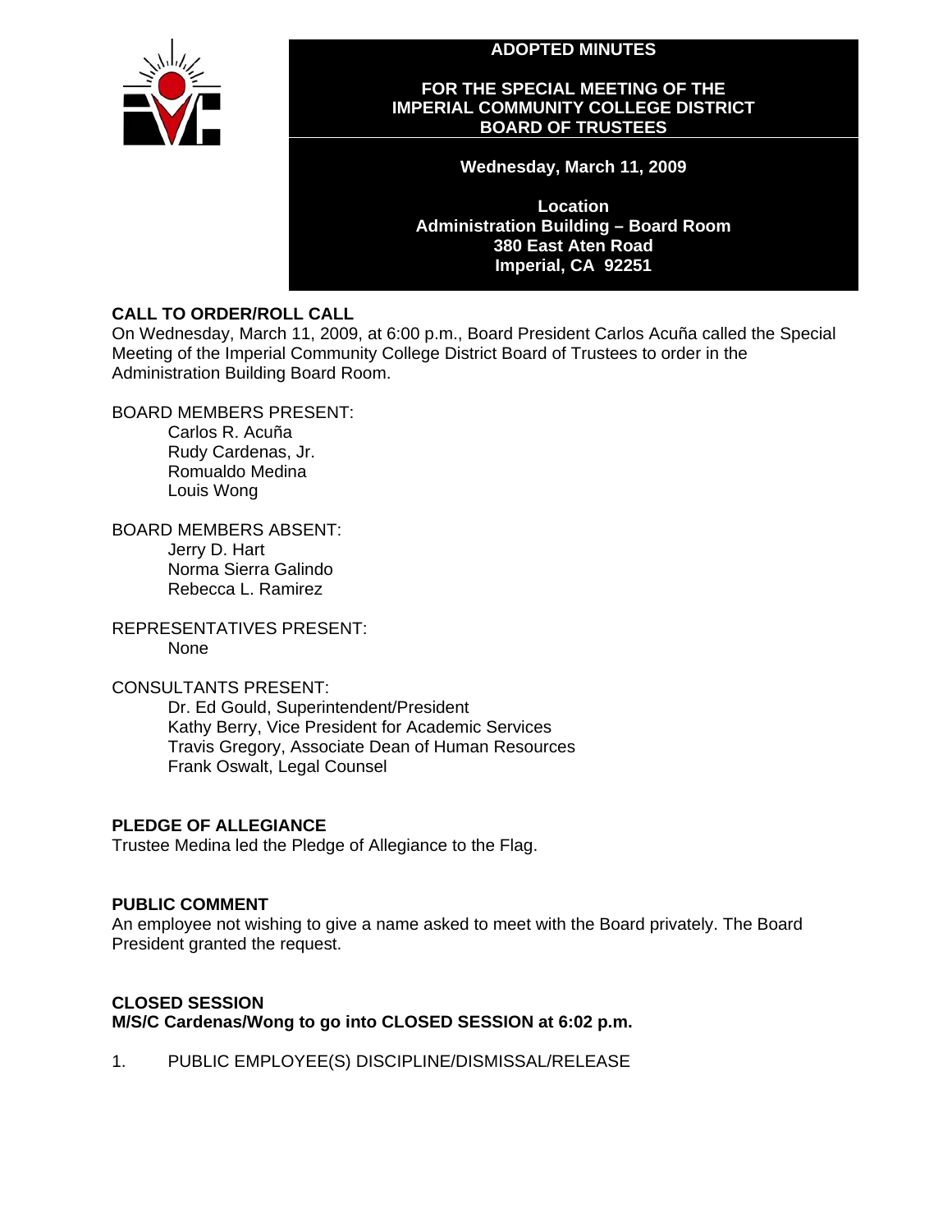# ADOPTED MINUTES

## FOR THE SPECIAL MEETING OF THE IMPERIAL COMMUNITY COLLEGE DISTRICT BOARD OF TRUSTEES

**Wednesday, March 11, 2009**

**Location**
**Administration Building – Board Room**
**380 East Aten Road**
**Imperial, CA 92251**

**CALL TO ORDER/ROLL CALL**

On Wednesday, March 11, 2009, at 6:00 p.m., Board President Carlos Acuña called the Special Meeting of the Imperial Community College District Board of Trustees to order in the Administration Building Board Room.

BOARD MEMBERS PRESENT:
- Carlos R. Acuña
- Rudy Cardenas, Jr.
- Romualdo Medina
- Louis Wong

BOARD MEMBERS ABSENT:
- Jerry D. Hart
- Norma Sierra Galindo
- Rebecca L. Ramirez

REPRESENTATIVES PRESENT:
- None

CONSULTANTS PRESENT:
- Dr. Ed Gould, Superintendent/President
- Kathy Berry, Vice President for Academic Services
- Travis Gregory, Associate Dean of Human Resources
- Frank Oswalt, Legal Counsel

**PLEDGE OF ALLEGIANCE**

Trustee Medina led the Pledge of Allegiance to the Flag.

**PUBLIC COMMENT**

An employee not wishing to give a name asked to meet with the Board privately. The Board President granted the request.

**CLOSED SESSION**

**M/S/C Cardenas/Wong to go into CLOSED SESSION at 6:02 p.m.**

1. PUBLIC EMPLOYEE(S) DISCIPLINE/DISMISSAL/RELEASE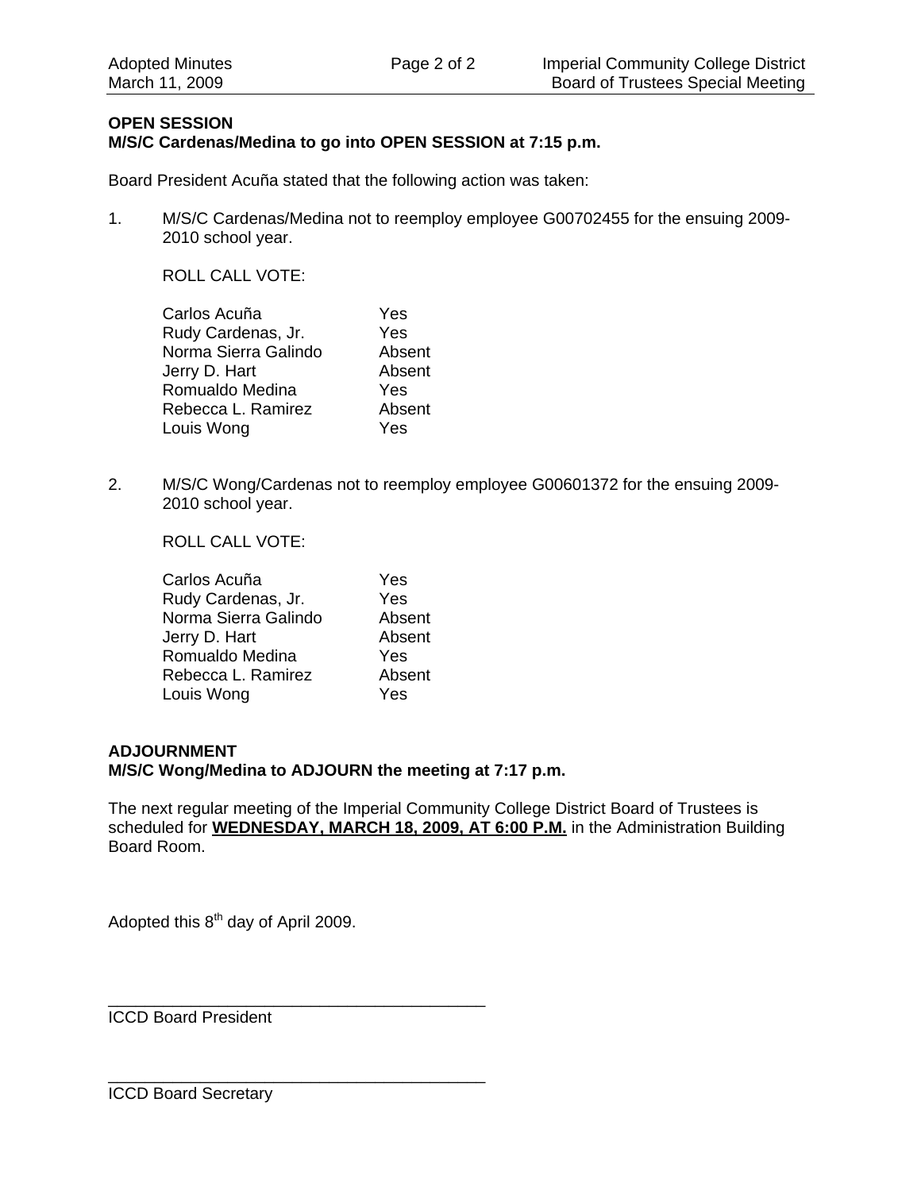**OPEN SESSION**
**M/S/C Cardenas/Medina to go into OPEN SESSION at 7:15 p.m.**

Board President Acuña stated that the following action was taken:

1. M/S/C Cardenas/Medina not to reemploy employee G00702455 for the ensuing 2009-2010 school year.

   ROLL CALL VOTE:

   | | |
   |---|---|
   | Carlos Acuña | Yes |
   | Rudy Cardenas, Jr. | Yes |
   | Norma Sierra Galindo | Absent |
   | Jerry D. Hart | Absent |
   | Romualdo Medina | Yes |
   | Rebecca L. Ramirez | Absent |
   | Louis Wong | Yes |

2. M/S/C Wong/Cardenas not to reemploy employee G00601372 for the ensuing 2009-2010 school year.

   ROLL CALL VOTE:

   | | |
   |---|---|
   | Carlos Acuña | Yes |
   | Rudy Cardenas, Jr. | Yes |
   | Norma Sierra Galindo | Absent |
   | Jerry D. Hart | Absent |
   | Romualdo Medina | Yes |
   | Rebecca L. Ramirez | Absent |
   | Louis Wong | Yes |

**ADJOURNMENT**
**M/S/C Wong/Medina to ADJOURN the meeting at 7:17 p.m.**

The next regular meeting of the Imperial Community College District Board of Trustees is scheduled for **WEDNESDAY, MARCH 18, 2009, AT 6:00 P.M.** in the Administration Building Board Room.

Adopted this 8th day of April 2009.

\_\_\_\_\_\_\_\_\_\_\_\_\_\_\_\_\_\_\_\_\_\_\_\_\_\_\_\_\_\_\_\_\_\_\_\_\_\_\_\_
ICCD Board President

\_\_\_\_\_\_\_\_\_\_\_\_\_\_\_\_\_\_\_\_\_\_\_\_\_\_\_\_\_\_\_\_\_\_\_\_\_\_\_\_
ICCD Board Secretary